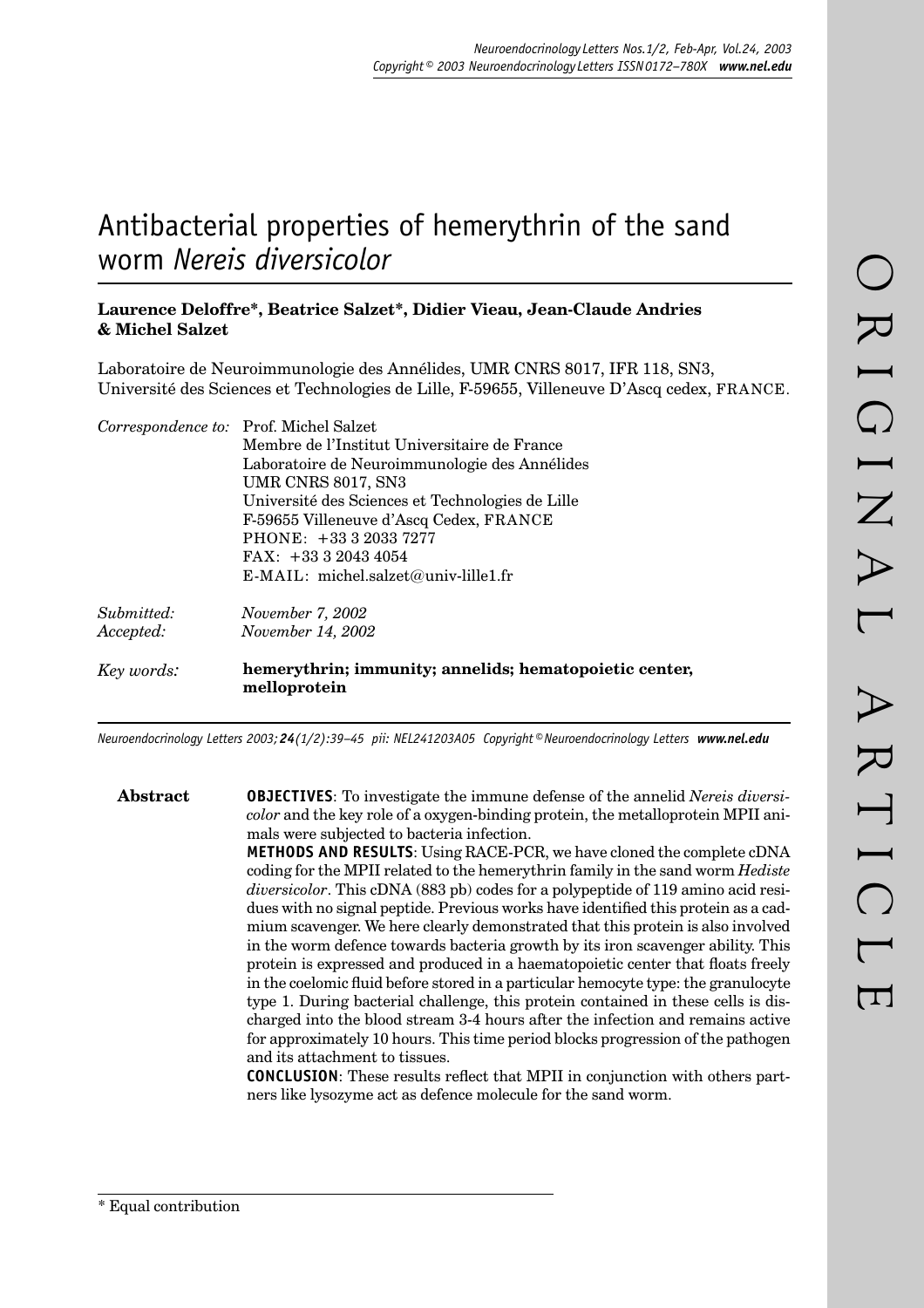# Antibacterial properties of hemerythrin of the sand worm *Nereis diversicolor*

**Laurence Deloffre\*, Beatrice Salzet\*, Didier Vieau, Jean-Claude Andries & Michel Salzet**

Laboratoire de Neuroimmunologie des Annélides, UMR CNRS 8017, IFR 118, SN3, Université des Sciences et Technologies de Lille, F-59655, Villeneuve D'Ascq cedex, FRANCE.

*Correspondence to:* Prof. Michel Salzet
Membre de l'Institut Universitaire de France
Laboratoire de Neuroimmunologie des Annélides
UMR CNRS 8017, SN3
Université des Sciences et Technologies de Lille
F-59655 Villeneuve d'Ascq Cedex, FRANCE
PHONE: +33 3 2033 7277
FAX: +33 3 2043 4054
E-MAIL: michel.salzet@univ-lille1.fr

*Submitted:* November 7, 2002
*Accepted:* November 14, 2002

*Key words:* **hemerythrin; immunity; annelids; hematopoietic center, melloprotein**

**Abstract**

**OBJECTIVES**: To investigate the immune defense of the annelid *Nereis diversicolor* and the key role of a oxygen-binding protein, the metalloprotein MPII animals were subjected to bacteria infection.

**METHODS AND RESULTS**: Using RACE-PCR, we have cloned the complete cDNA coding for the MPII related to the hemerythrin family in the sand worm *Hediste diversicolor*. This cDNA (883 pb) codes for a polypeptide of 119 amino acid residues with no signal peptide. Previous works have identified this protein as a cadmium scavenger. We here clearly demonstrated that this protein is also involved in the worm defence towards bacteria growth by its iron scavenger ability. This protein is expressed and produced in a haematopoietic center that floats freely in the coelomic fluid before stored in a particular hemocyte type: the granulocyte type 1. During bacterial challenge, this protein contained in these cells is discharged into the blood stream 3-4 hours after the infection and remains active for approximately 10 hours. This time period blocks progression of the pathogen and its attachment to tissues.

**CONCLUSION**: These results reflect that MPII in conjunction with others partners like lysozyme act as defence molecule for the sand worm.

\* Equal contribution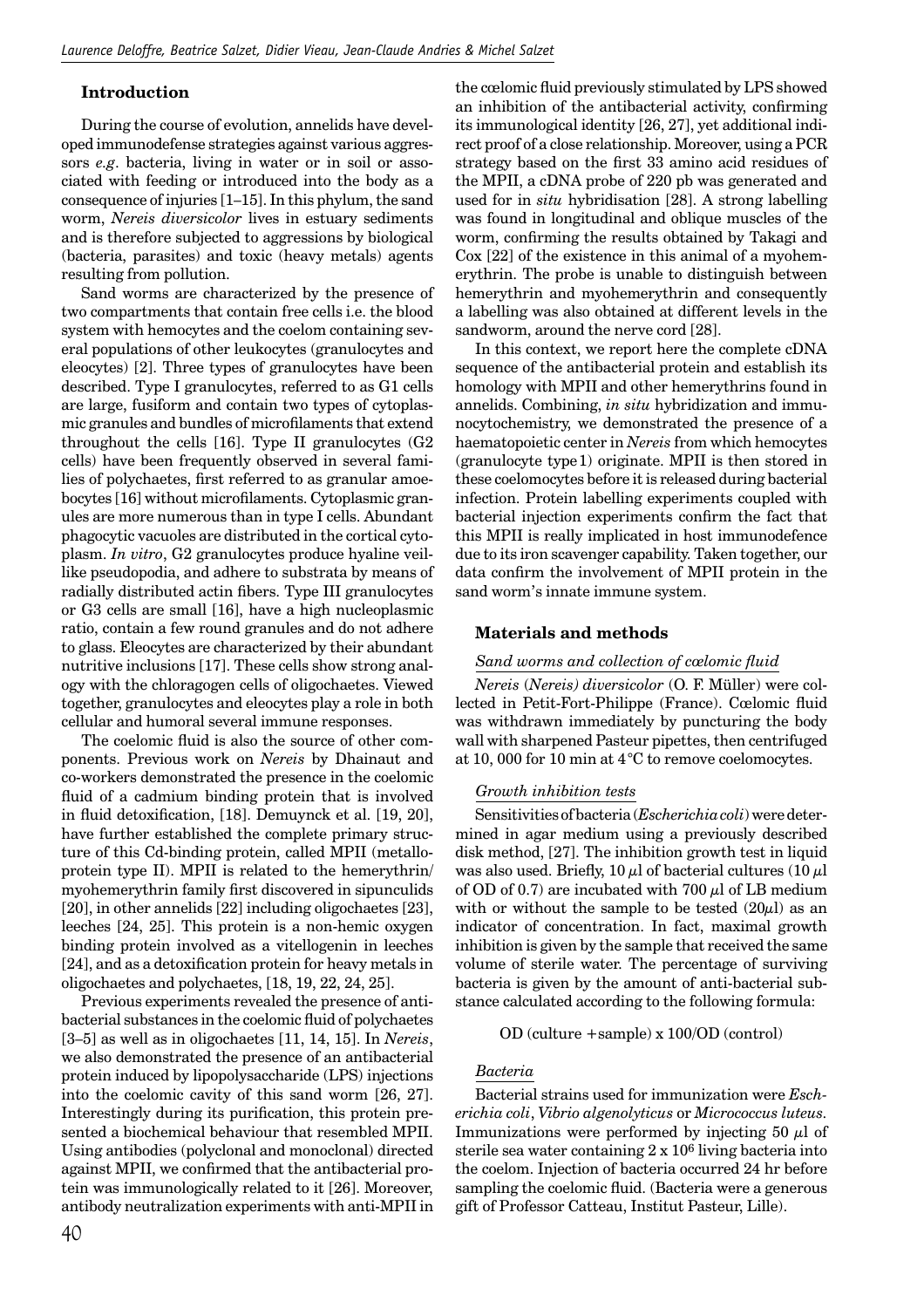## Introduction

During the course of evolution, annelids have developed immunodefense strategies against various aggressors *e.g*. bacteria, living in water or in soil or associated with feeding or introduced into the body as a consequence of injuries [1–15]. In this phylum, the sand worm, *Nereis diversicolor* lives in estuary sediments and is therefore subjected to aggressions by biological (bacteria, parasites) and toxic (heavy metals) agents resulting from pollution.

Sand worms are characterized by the presence of two compartments that contain free cells i.e. the blood system with hemocytes and the coelom containing several populations of other leukocytes (granulocytes and eleocytes) [2]. Three types of granulocytes have been described. Type I granulocytes, referred to as G1 cells are large, fusiform and contain two types of cytoplasmic granules and bundles of microfilaments that extend throughout the cells [16]. Type II granulocytes (G2 cells) have been frequently observed in several families of polychaetes, first referred to as granular amoebocytes [16] without microfilaments. Cytoplasmic granules are more numerous than in type I cells. Abundant phagocytic vacuoles are distributed in the cortical cytoplasm. *In vitro*, G2 granulocytes produce hyaline veil-like pseudopodia, and adhere to substrata by means of radially distributed actin fibers. Type III granulocytes or G3 cells are small [16], have a high nucleoplasmic ratio, contain a few round granules and do not adhere to glass. Eleocytes are characterized by their abundant nutritive inclusions [17]. These cells show strong analogy with the chloragogen cells of oligochaetes. Viewed together, granulocytes and eleocytes play a role in both cellular and humoral several immune responses.

The coelomic fluid is also the source of other components. Previous work on *Nereis* by Dhainaut and co-workers demonstrated the presence in the coelomic fluid of a cadmium binding protein that is involved in fluid detoxification, [18]. Demuynck et al. [19, 20], have further established the complete primary structure of this Cd-binding protein, called MPII (metalloprotein type II). MPII is related to the hemerythrin/myohemerythrin family first discovered in sipunculids [20], in other annelids [22] including oligochaetes [23], leeches [24, 25]. This protein is a non-hemic oxygen binding protein involved as a vitellogenin in leeches [24], and as a detoxification protein for heavy metals in oligochaetes and polychaetes, [18, 19, 22, 24, 25].

Previous experiments revealed the presence of antibacterial substances in the coelomic fluid of polychaetes [3–5] as well as in oligochaetes [11, 14, 15]. In *Nereis*, we also demonstrated the presence of an antibacterial protein induced by lipopolysaccharide (LPS) injections into the coelomic cavity of this sand worm [26, 27]. Interestingly during its purification, this protein presented a biochemical behaviour that resembled MPII. Using antibodies (polyclonal and monoclonal) directed against MPII, we confirmed that the antibacterial protein was immunologically related to it [26]. Moreover, antibody neutralization experiments with anti-MPII in the cœlomic fluid previously stimulated by LPS showed an inhibition of the antibacterial activity, confirming its immunological identity [26, 27], yet additional indirect proof of a close relationship. Moreover, using a PCR strategy based on the first 33 amino acid residues of the MPII, a cDNA probe of 220 pb was generated and used for *in situ* hybridisation [28]. A strong labelling was found in longitudinal and oblique muscles of the worm, confirming the results obtained by Takagi and Cox [22] of the existence in this animal of a myohemerythrin. The probe is unable to distinguish between hemerythrin and myohemerythrin and consequently a labelling was also obtained at different levels in the sandworm, around the nerve cord [28].

In this context, we report here the complete cDNA sequence of the antibacterial protein and establish its homology with MPII and other hemerythrins found in annelids. Combining, *in situ* hybridization and immunocytochemistry, we demonstrated the presence of a haematopoietic center in *Nereis* from which hemocytes (granulocyte type 1) originate. MPII is then stored in these coelomocytes before it is released during bacterial infection. Protein labelling experiments coupled with bacterial injection experiments confirm the fact that this MPII is really implicated in host immunodefence due to its iron scavenger capability. Taken together, our data confirm the involvement of MPII protein in the sand worm's innate immune system.

## Materials and methods

### *Sand worms and collection of cœlomic fluid*

*Nereis* (*Nereis*) *diversicolor* (O. F. Müller) were collected in Petit-Fort-Philippe (France). Cœlomic fluid was withdrawn immediately by puncturing the body wall with sharpened Pasteur pipettes, then centrifuged at 10, 000 for 10 min at 4°C to remove coelomocytes.

### *Growth inhibition tests*

Sensitivities of bacteria (*Escherichia coli*) were determined in agar medium using a previously described disk method, [27]. The inhibition growth test in liquid was also used. Briefly, 10 $\mu$l of bacterial cultures (10 $\mu$l of OD of 0.7) are incubated with 700 $\mu$l of LB medium with or without the sample to be tested (20$\mu$l) as an indicator of concentration. In fact, maximal growth inhibition is given by the sample that received the same volume of sterile water. The percentage of surviving bacteria is given by the amount of anti-bacterial substance calculated according to the following formula:

OD (culture +sample) x 100/OD (control)

### *Bacteria*

Bacterial strains used for immunization were *Escherichia coli*, *Vibrio algenolyticus* or *Micrococcus luteus*. Immunizations were performed by injecting 50 $\mu$l of sterile sea water containing 2 x $10^6$ living bacteria into the coelom. Injection of bacteria occurred 24 hr before sampling the coelomic fluid. (Bacteria were a generous gift of Professor Catteau, Institut Pasteur, Lille).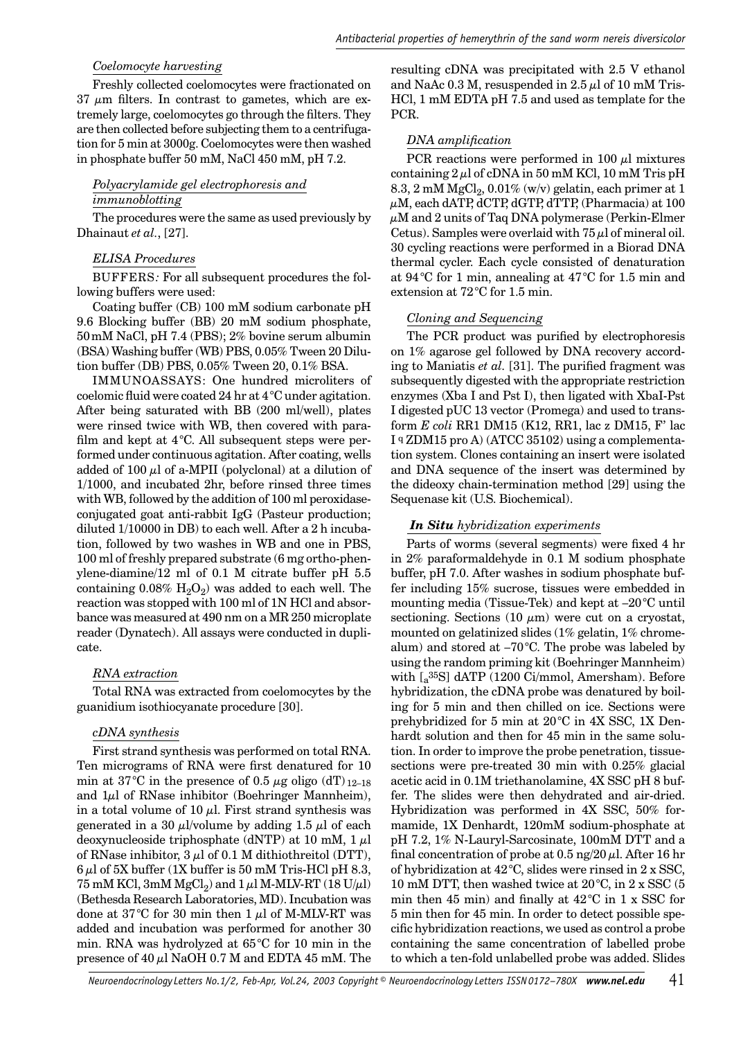*Coelomocyte harvesting*

Freshly collected coelomocytes were fractionated on 37 $\mu$m filters. In contrast to gametes, which are extremely large, coelomocytes go through the filters. They are then collected before subjecting them to a centrifugation for 5 min at 3000g. Coelomocytes were then washed in phosphate buffer 50 mM, NaCl 450 mM, pH 7.2.

*Polyacrylamide gel electrophoresis and immunoblotting*

The procedures were the same as used previously by Dhainaut *et al.*, [27].

*ELISA Procedures*

BUFFERS*:* For all subsequent procedures the following buffers were used:

Coating buffer (CB) 100 mM sodium carbonate pH 9.6 Blocking buffer (BB) 20 mM sodium phosphate, 50 mM NaCl, pH 7.4 (PBS); 2% bovine serum albumin (BSA) Washing buffer (WB) PBS, 0.05% Tween 20 Dilution buffer (DB) PBS, 0.05% Tween 20, 0.1% BSA.

IMMUNOASSAYS: One hundred microliters of coelomic fluid were coated 24 hr at 4°C under agitation. After being saturated with BB (200 ml/well), plates were rinsed twice with WB, then covered with parafilm and kept at 4°C. All subsequent steps were performed under continuous agitation. After coating, wells added of 100 $\mu$l of a-MPII (polyclonal) at a dilution of 1/1000, and incubated 2hr, before rinsed three times with WB, followed by the addition of 100 ml peroxidase-conjugated goat anti-rabbit IgG (Pasteur production; diluted 1/10000 in DB) to each well. After a 2 h incubation, followed by two washes in WB and one in PBS, 100 ml of freshly prepared substrate (6 mg ortho-phenylene-diamine/12 ml of 0.1 M citrate buffer pH 5.5 containing 0.08% $H_2O_2$) was added to each well. The reaction was stopped with 100 ml of 1N HCl and absorbance was measured at 490 nm on a MR 250 microplate reader (Dynatech). All assays were conducted in duplicate.

*RNA extraction*

Total RNA was extracted from coelomocytes by the guanidium isothiocyanate procedure [30].

*cDNA synthesis*

First strand synthesis was performed on total RNA. Ten micrograms of RNA were first denatured for 10 min at 37°C in the presence of 0.5 $\mu$g oligo $(dT)_{12–18}$ and 1$\mu$l of RNase inhibitor (Boehringer Mannheim), in a total volume of 10 $\mu$l. First strand synthesis was generated in a 30 $\mu$l/volume by adding 1.5 $\mu$l of each deoxynucleoside triphosphate (dNTP) at 10 mM, 1 $\mu$l of RNase inhibitor, 3 $\mu$l of 0.1 M dithiothreitol (DTT), 6 $\mu$l of 5X buffer (1X buffer is 50 mM Tris-HCl pH 8.3, 75 mM KCl, 3mM $MgCl_2$) and 1 $\mu$l M-MLV-RT (18 U/$\mu$l) (Bethesda Research Laboratories, MD). Incubation was done at 37°C for 30 min then 1 $\mu$l of M-MLV-RT was added and incubation was performed for another 30 min. RNA was hydrolyzed at 65°C for 10 min in the presence of 40 $\mu$l NaOH 0.7 M and EDTA 45 mM. The resulting cDNA was precipitated with 2.5 V ethanol and NaAc 0.3 M, resuspended in 2.5 $\mu$l of 10 mM Tris-HCl, 1 mM EDTA pH 7.5 and used as template for the PCR.

*DNA amplification*

PCR reactions were performed in 100 $\mu$l mixtures containing 2 $\mu$l of cDNA in 50 mM KCl, 10 mM Tris pH 8.3, 2 mM $MgCl_2$, 0.01% (w/v) gelatin, each primer at 1 $\mu$M, each dATP, dCTP, dGTP, dTTP, (Pharmacia) at 100 $\mu$M and 2 units of Taq DNA polymerase (Perkin-Elmer Cetus). Samples were overlaid with 75 $\mu$l of mineral oil. 30 cycling reactions were performed in a Biorad DNA thermal cycler. Each cycle consisted of denaturation at 94°C for 1 min, annealing at 47°C for 1.5 min and extension at 72°C for 1.5 min.

*Cloning and Sequencing*

The PCR product was purified by electrophoresis on 1% agarose gel followed by DNA recovery according to Maniatis *et al*. [31]. The purified fragment was subsequently digested with the appropriate restriction enzymes (Xba I and Pst I), then ligated with XbaI-Pst I digested pUC 13 vector (Promega) and used to transform *E coli* RR1 DM15 (K12, RR1, lac z DM15, F' lac I q ZDM15 pro A) (ATCC 35102) using a complementation system. Clones containing an insert were isolated and DNA sequence of the insert was determined by the dideoxy chain-termination method [29] using the Sequenase kit (U.S. Biochemical).

***In Situ** hybridization experiments*

Parts of worms (several segments) were fixed 4 hr in 2% paraformaldehyde in 0.1 M sodium phosphate buffer, pH 7.0. After washes in sodium phosphate buffer including 15% sucrose, tissues were embedded in mounting media (Tissue-Tek) and kept at –20°C until sectioning. Sections (10 $\mu$m) were cut on a cryostat, mounted on gelatinized slides (1% gelatin, 1% chrome-alum) and stored at –70°C. The probe was labeled by using the random priming kit (Boehringer Mannheim) with [$_a$$^{35}$S] dATP (1200 Ci/mmol, Amersham). Before hybridization, the cDNA probe was denatured by boiling for 5 min and then chilled on ice. Sections were prehybridized for 5 min at 20°C in 4X SSC, 1X Denhardt solution and then for 45 min in the same solution. In order to improve the probe penetration, tissue-sections were pre-treated 30 min with 0.25% glacial acetic acid in 0.1M triethanolamine, 4X SSC pH 8 buffer. The slides were then dehydrated and air-dried. Hybridization was performed in 4X SSC, 50% formamide, 1X Denhardt, 120mM sodium-phosphate at pH 7.2, 1% N-Lauryl-Sarcosinate, 100mM DTT and a final concentration of probe at 0.5 ng/20 $\mu$l. After 16 hr of hybridization at 42°C, slides were rinsed in 2 x SSC, 10 mM DTT, then washed twice at 20°C, in 2 x SSC (5 min then 45 min) and finally at 42°C in 1 x SSC for 5 min then for 45 min. In order to detect possible specific hybridization reactions, we used as control a probe containing the same concentration of labelled probe to which a ten-fold unlabelled probe was added. Slides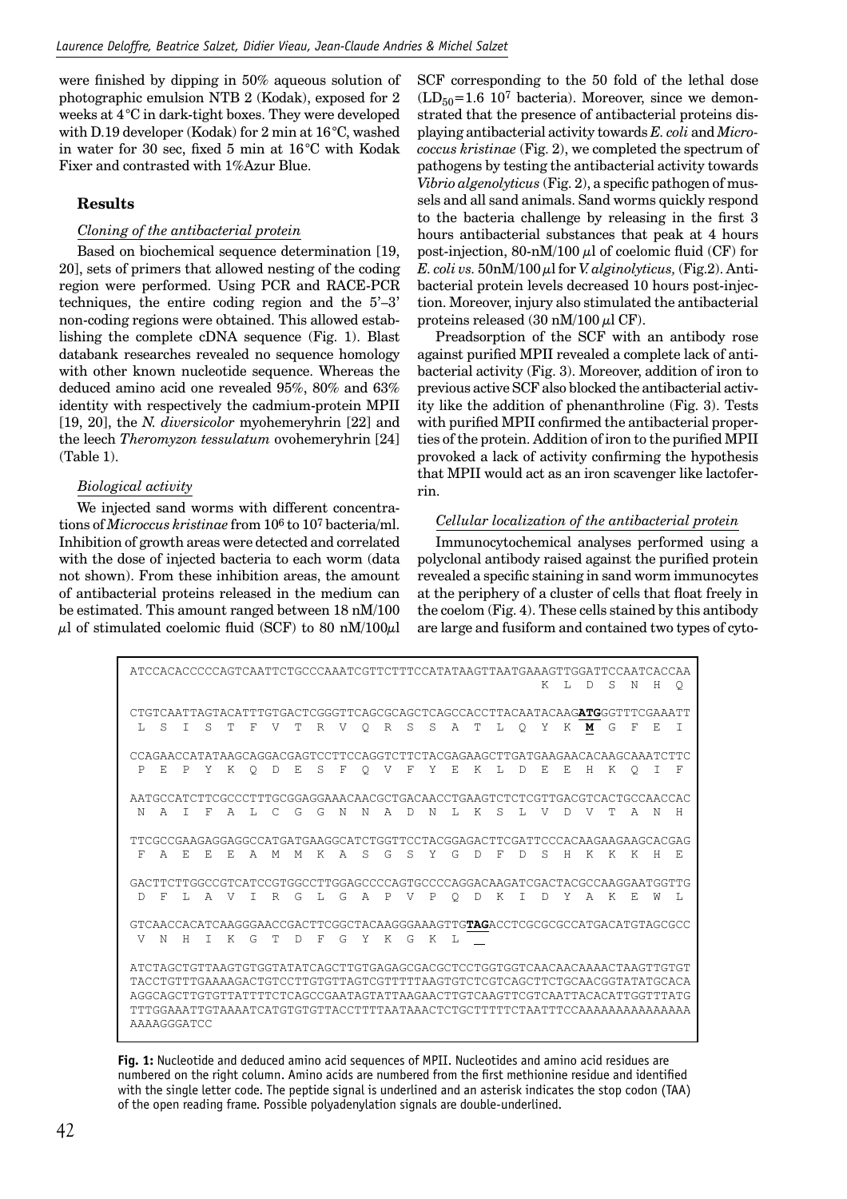were finished by dipping in 50% aqueous solution of photographic emulsion NTB 2 (Kodak), exposed for 2 weeks at 4°C in dark-tight boxes. They were developed with D.19 developer (Kodak) for 2 min at 16°C, washed in water for 30 sec, fixed 5 min at 16°C with Kodak Fixer and contrasted with 1%Azur Blue.

## Results

### *Cloning of the antibacterial protein*

Based on biochemical sequence determination [19, 20], sets of primers that allowed nesting of the coding region were performed. Using PCR and RACE-PCR techniques, the entire coding region and the 5'–3' non-coding regions were obtained. This allowed establishing the complete cDNA sequence (Fig. 1). Blast databank researches revealed no sequence homology with other known nucleotide sequence. Whereas the deduced amino acid one revealed 95%, 80% and 63% identity with respectively the cadmium-protein MPII [19, 20], the *N. diversicolor* myohemeryhrin [22] and the leech *Theromyzon tessulatum* ovohemeryhrin [24] (Table 1).

### *Biological activity*

We injected sand worms with different concentrations of *Micrococcus kristinae* from $10^6$ to $10^7$ bacteria/ml. Inhibition of growth areas were detected and correlated with the dose of injected bacteria to each worm (data not shown). From these inhibition areas, the amount of antibacterial proteins released in the medium can be estimated. This amount ranged between 18 nM/100 $\mu$l of stimulated coelomic fluid (SCF) to 80 nM/100$\mu$l SCF corresponding to the 50 fold of the lethal dose ($LD_{50}=1.6\ 10^7$ bacteria). Moreover, since we demonstrated that the presence of antibacterial proteins displaying antibacterial activity towards *E. coli* and *Micrococcus kristinae* (Fig. 2), we completed the spectrum of pathogens by testing the antibacterial activity towards *Vibrio algenolyticus* (Fig. 2), a specific pathogen of mussels and all sand animals. Sand worms quickly respond to the bacteria challenge by releasing in the first 3 hours antibacterial substances that peak at 4 hours post-injection, 80-nM/100 $\mu$l of coelomic fluid (CF) for *E. coli vs.* 50nM/100 $\mu$l for *V. alginolyticus,* (Fig.2). Antibacterial protein levels decreased 10 hours post-injection. Moreover, injury also stimulated the antibacterial proteins released (30 nM/100 $\mu$l CF).

Preadsorption of the SCF with an antibody rose against purified MPII revealed a complete lack of antibacterial activity (Fig. 3). Moreover, addition of iron to previous active SCF also blocked the antibacterial activity like the addition of phenanthroline (Fig. 3). Tests with purified MPII confirmed the antibacterial properties of the protein. Addition of iron to the purified MPII provoked a lack of activity confirming the hypothesis that MPII would act as an iron scavenger like lactoferrin.

### *Cellular localization of the antibacterial protein*

Immunocytochemical analyses performed using a polyclonal antibody raised against the purified protein revealed a specific staining in sand worm immunocytes at the periphery of a cluster of cells that float freely in the coelom (Fig. 4). These cells stained by this antibody are large and fusiform and contained two types of cyto-

```
ATCCACACCCCCAGTCAATTCTGCCCAAATCGTTCTTTCCATATAAGTTAATGAAAGTTGGATTCCAATCACCAA
                                                         K  L  D  S  N  H  Q

CTGTCAATTAGTACATTTGTGACTCGGGTTCAGCGCAGCTCAGCCACCTTACAATACAAGATGGGTTTCGAAATT
 L  S  I  S  T  F  V  T  R  V  Q  R  S  S  A  T  L  Q  Y  K  M  G  F  E  I

CCAGAACCATATAAGCAGGACGAGTCCTTCCAGGTCTTCTACGAGAAGCTTGATGAAGAACACAAGCAAATCTTC
 P  E  P  Y  K  Q  D  E  S  F  Q  V  F  Y  E  K  L  D  E  E  H  K  Q  I  F

AATGCCATCTTCGCCCTTTGCGGAGGAAACAACGCTGACAACCTGAAGTCTCTCGTTGACGTCACTGCCAACCAC
 N  A  I  F  A  L  C  G  G  N  N  A  D  N  L  K  S  L  V  D  V  T  A  N  H

TTCGCCGAAGAGGAGGCCATGATGAAGGCATCTGGTTCCTACGGAGACTTCGATTCCCACAAGAAGAAGCACGAG
 F  A  E  E  E  A  M  M  K  A  S  G  S  Y  G  D  F  D  S  H  K  K  K  H  E

GACTTCTTGGCCGTCATCCGTGGCCTTGGAGCCCCAGTGCCCCAGGACAAGATCGACTACGCCAAGGAATGGTTG
 D  F  L  A  V  I  R  G  L  G  A  P  V  P  Q  D  K  I  D  Y  A  K  E  W  L

GTCAACCACATCAAGGGAACCGACTTCGGCTACAAGGGAAAGTTGTAGACCTCGCGCGCCATGACATGTAGCGCC
 V  N  H  I  K  G  T  D  F  G  Y  K  G  K  L  __

ATCTAGCTGTTAAGTGTGGTATATCAGCTTGTGAGAGCGACGCTCCTGGTGGTCAACAACAAAACTAAGTTGTGT
TACCTGTTTGAAAAGACTGTCCTTGTGTTAGTCGTTTTTAAGTGTCTCGTCAGCTTCTGCAACGGTATATGCACA
AGGCAGCTTGTGTTATTTTCTCAGCCGAATAGTATTAAGAACTTGTCAAGTTCGTCAATTACACATTGGTTTATG
TTTGGAAATTGTAAAATCATGTGTGTTACCTTTTAATAAACTCTGCTTTTTCTAATTTCCAAAAAAAAAAAAAAA
AAAAGGGATCC
```

**Fig. 1:** Nucleotide and deduced amino acid sequences of MPII. Nucleotides and amino acid residues are numbered on the right column. Amino acids are numbered from the first methionine residue and identified with the single letter code. The peptide signal is underlined and an asterisk indicates the stop codon (TAA) of the open reading frame. Possible polyadenylation signals are double-underlined.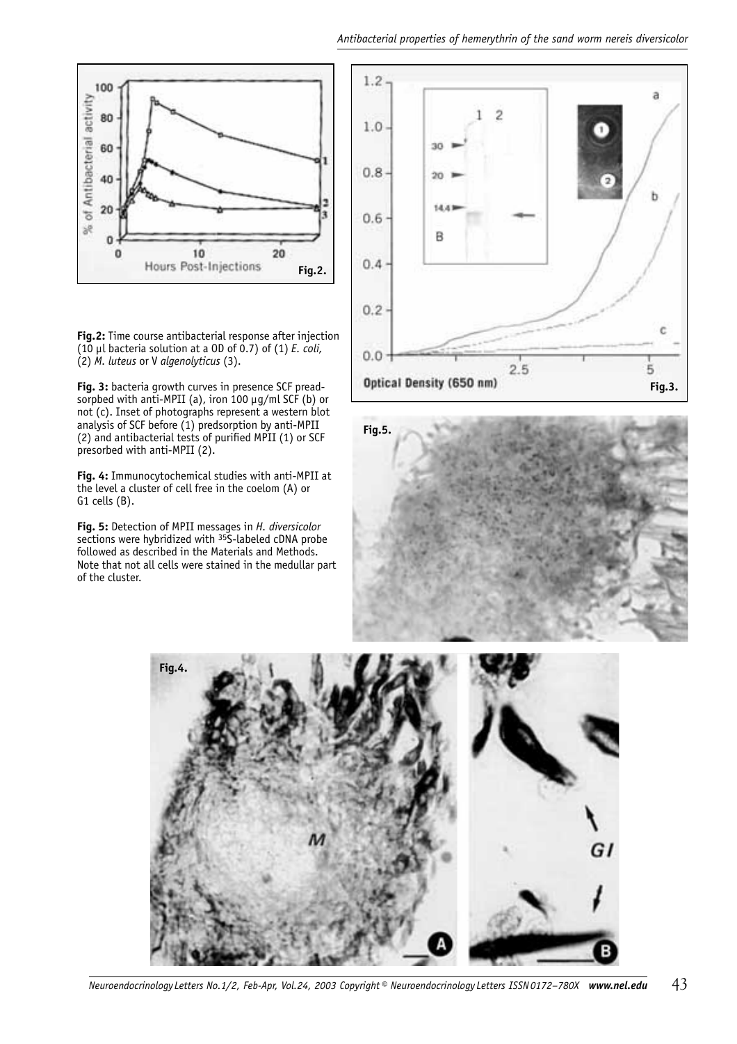**Fig.2:** Time course antibacterial response after injection (10 µl bacteria solution at a OD of 0.7) of (1) *E. coli,* (2) *M. luteus* or V *algenolyticus* (3).

**Fig. 3:** bacteria growth curves in presence SCF preadsorpbed with anti-MPII (a), iron 100 µg/ml SCF (b) or not (c). Inset of photographs represent a western blot analysis of SCF before (1) predsorption by anti-MPII (2) and antibacterial tests of purified MPII (1) or SCF presorbed with anti-MPII (2).

**Fig. 4:** Immunocytochemical studies with anti-MPII at the level a cluster of cell free in the coelom (A) or G1 cells (B).

**Fig. 5:** Detection of MPII messages in *H. diversicolor* sections were hybridized with $^{35}S$-labeled cDNA probe followed as described in the Materials and Methods. Note that not all cells were stained in the medullar part of the cluster.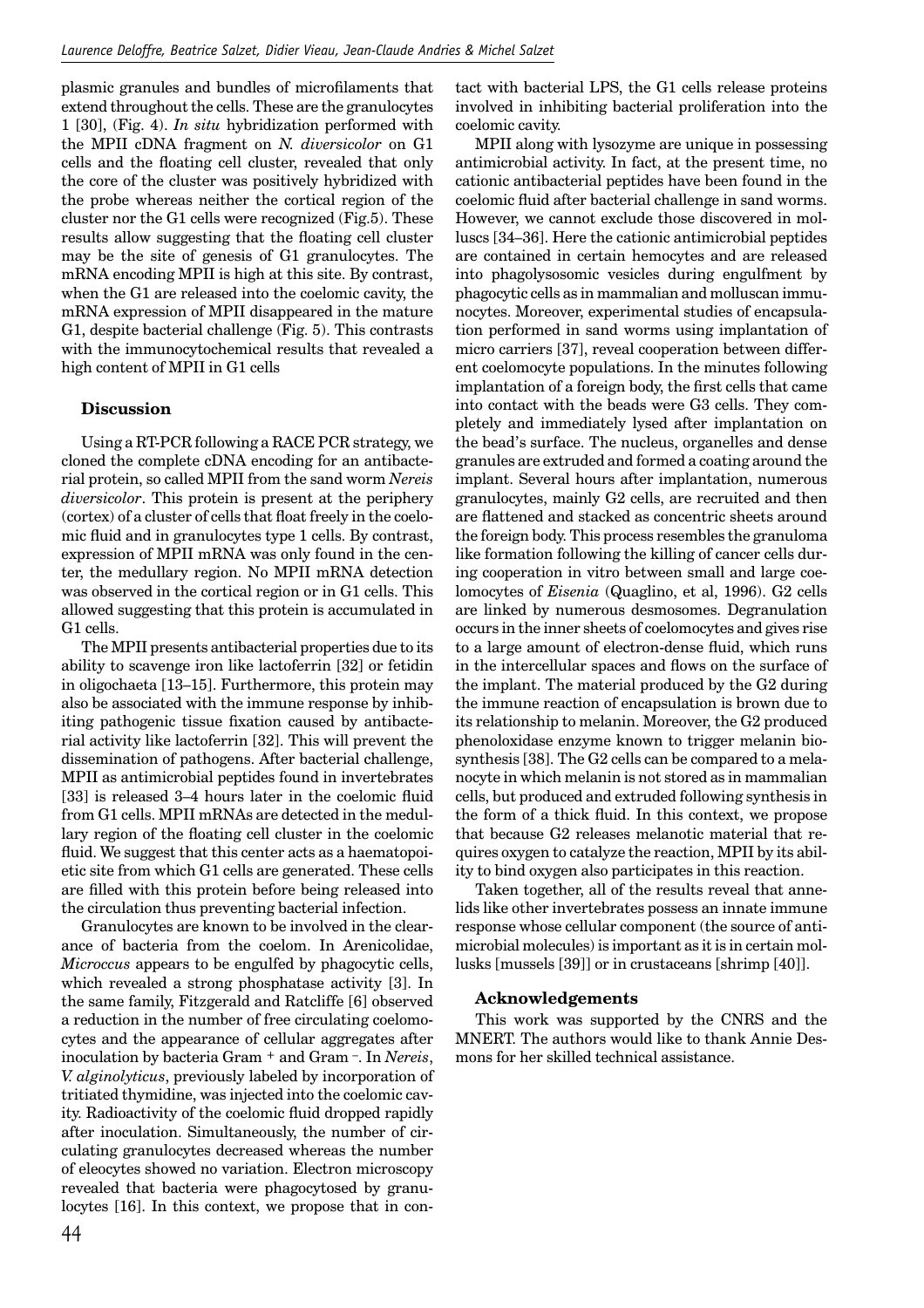plasmic granules and bundles of microfilaments that extend throughout the cells. These are the granulocytes 1 [30], (Fig. 4). *In situ* hybridization performed with the MPII cDNA fragment on *N. diversicolor* on G1 cells and the floating cell cluster, revealed that only the core of the cluster was positively hybridized with the probe whereas neither the cortical region of the cluster nor the G1 cells were recognized (Fig.5). These results allow suggesting that the floating cell cluster may be the site of genesis of G1 granulocytes. The mRNA encoding MPII is high at this site. By contrast, when the G1 are released into the coelomic cavity, the mRNA expression of MPII disappeared in the mature G1, despite bacterial challenge (Fig. 5). This contrasts with the immunocytochemical results that revealed a high content of MPII in G1 cells

### Discussion

Using a RT-PCR following a RACE PCR strategy, we cloned the complete cDNA encoding for an antibacterial protein, so called MPII from the sand worm *Nereis diversicolor*. This protein is present at the periphery (cortex) of a cluster of cells that float freely in the coelomic fluid and in granulocytes type 1 cells. By contrast, expression of MPII mRNA was only found in the center, the medullary region. No MPII mRNA detection was observed in the cortical region or in G1 cells. This allowed suggesting that this protein is accumulated in G1 cells.

The MPII presents antibacterial properties due to its ability to scavenge iron like lactoferrin [32] or fetidin in oligochaeta [13–15]. Furthermore, this protein may also be associated with the immune response by inhibiting pathogenic tissue fixation caused by antibacterial activity like lactoferrin [32]. This will prevent the dissemination of pathogens. After bacterial challenge, MPII as antimicrobial peptides found in invertebrates [33] is released 3–4 hours later in the coelomic fluid from G1 cells. MPII mRNAs are detected in the medullary region of the floating cell cluster in the coelomic fluid. We suggest that this center acts as a haematopoietic site from which G1 cells are generated. These cells are filled with this protein before being released into the circulation thus preventing bacterial infection.

Granulocytes are known to be involved in the clearance of bacteria from the coelom. In Arenicolidae, *Micrococcus* appears to be engulfed by phagocytic cells, which revealed a strong phosphatase activity [3]. In the same family, Fitzgerald and Ratcliffe [6] observed a reduction in the number of free circulating coelomocytes and the appearance of cellular aggregates after inoculation by bacteria Gram $^{+}$ and Gram $^{-}$. In *Nereis*, *V. alginolyticus*, previously labeled by incorporation of tritiated thymidine, was injected into the coelomic cavity. Radioactivity of the coelomic fluid dropped rapidly after inoculation. Simultaneously, the number of circulating granulocytes decreased whereas the number of eleocytes showed no variation. Electron microscopy revealed that bacteria were phagocytosed by granulocytes [16]. In this context, we propose that in contact with bacterial LPS, the G1 cells release proteins involved in inhibiting bacterial proliferation into the coelomic cavity.

MPII along with lysozyme are unique in possessing antimicrobial activity. In fact, at the present time, no cationic antibacterial peptides have been found in the coelomic fluid after bacterial challenge in sand worms. However, we cannot exclude those discovered in molluscs [34–36]. Here the cationic antimicrobial peptides are contained in certain hemocytes and are released into phagolysosomic vesicles during engulfment by phagocytic cells as in mammalian and molluscan immunocytes. Moreover, experimental studies of encapsulation performed in sand worms using implantation of micro carriers [37], reveal cooperation between different coelomocyte populations. In the minutes following implantation of a foreign body, the first cells that came into contact with the beads were G3 cells. They completely and immediately lysed after implantation on the bead's surface. The nucleus, organelles and dense granules are extruded and formed a coating around the implant. Several hours after implantation, numerous granulocytes, mainly G2 cells, are recruited and then are flattened and stacked as concentric sheets around the foreign body. This process resembles the granuloma like formation following the killing of cancer cells during cooperation in vitro between small and large coelomocytes of *Eisenia* (Quaglino, et al, 1996). G2 cells are linked by numerous desmosomes. Degranulation occurs in the inner sheets of coelomocytes and gives rise to a large amount of electron-dense fluid, which runs in the intercellular spaces and flows on the surface of the implant. The material produced by the G2 during the immune reaction of encapsulation is brown due to its relationship to melanin. Moreover, the G2 produced phenoloxidase enzyme known to trigger melanin biosynthesis [38]. The G2 cells can be compared to a melanocyte in which melanin is not stored as in mammalian cells, but produced and extruded following synthesis in the form of a thick fluid. In this context, we propose that because G2 releases melanotic material that requires oxygen to catalyze the reaction, MPII by its ability to bind oxygen also participates in this reaction.

Taken together, all of the results reveal that annelids like other invertebrates possess an innate immune response whose cellular component (the source of antimicrobial molecules) is important as it is in certain mollusks [mussels [39]] or in crustaceans [shrimp [40]].

### Acknowledgements

This work was supported by the CNRS and the MNERT. The authors would like to thank Annie Desmons for her skilled technical assistance.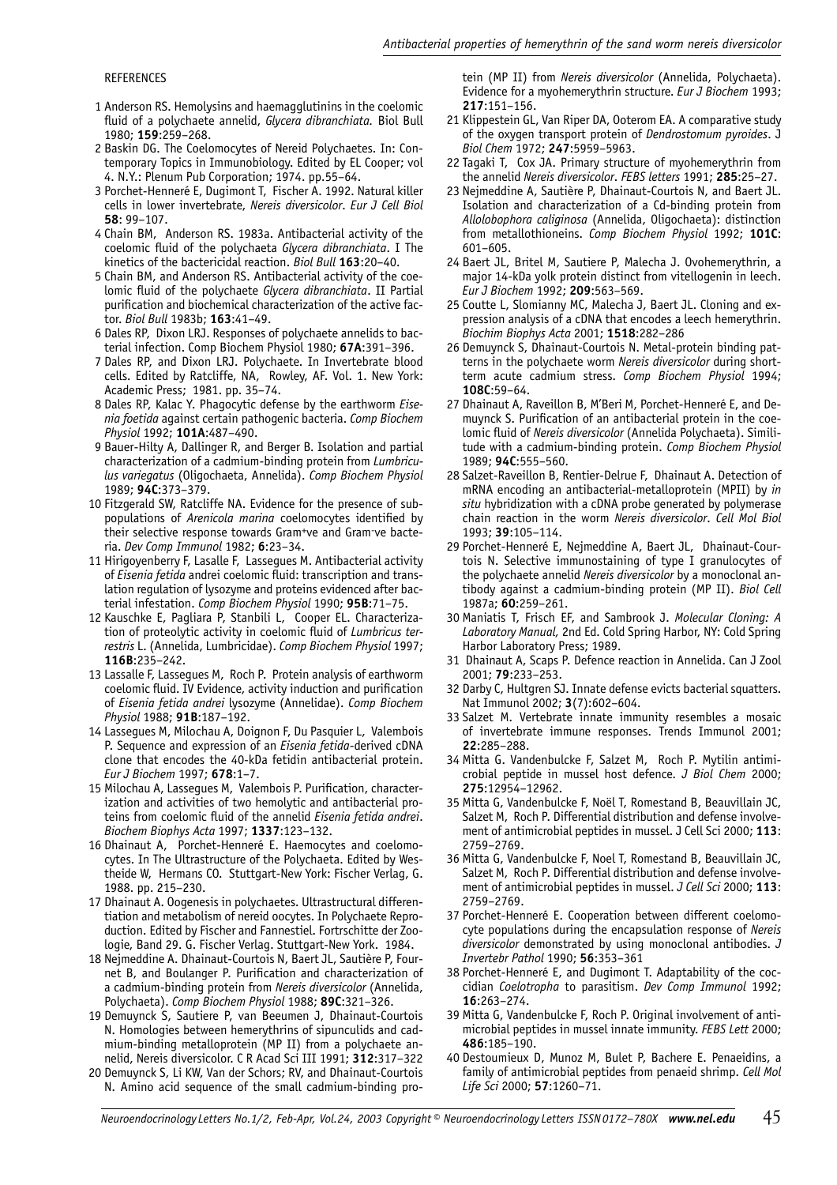REFERENCES

1. Anderson RS. Hemolysins and haemagglutinins in the coelomic fluid of a polychaete annelid, *Glycera dibranchiata*. Biol Bull 1980; **159**:259–268.
2. Baskin DG. The Coelomocytes of Nereid Polychaetes. In: Contemporary Topics in Immunobiology. Edited by EL Cooper; vol 4. N.Y.: Plenum Pub Corporation; 1974. pp.55–64.
3. Porchet-Henneré E, Dugimont T, Fischer A. 1992. Natural killer cells in lower invertebrate, *Nereis diversicolor*. *Eur J Cell Biol* **58**: 99–107.
4. Chain BM, Anderson RS. 1983a. Antibacterial activity of the coelomic fluid of the polychaeta *Glycera dibranchiata*. I The kinetics of the bactericidal reaction. *Biol Bull* **163**:20–40.
5. Chain BM, and Anderson RS. Antibacterial activity of the coelomic fluid of the polychaete *Glycera dibranchiata*. II Partial purification and biochemical characterization of the active factor. *Biol Bull* 1983b; **163**:41–49.
6. Dales RP, Dixon LRJ. Responses of polychaete annelids to bacterial infection. Comp Biochem Physiol 1980; **67A**:391–396.
7. Dales RP, and Dixon LRJ. Polychaete. In Invertebrate blood cells. Edited by Ratcliffe, NA, Rowley, AF. Vol. 1. New York: Academic Press; 1981. pp. 35–74.
8. Dales RP, Kalac Y. Phagocytic defense by the earthworm *Eisenia foetida* against certain pathogenic bacteria. *Comp Biochem Physiol* 1992; **101A**:487–490.
9. Bauer-Hilty A, Dallinger R, and Berger B. Isolation and partial characterization of a cadmium-binding protein from *Lumbriculus variegatus* (Oligochaeta, Annelida). *Comp Biochem Physiol* 1989; **94C**:373–379.
10. Fitzgerald SW, Ratcliffe NA. Evidence for the presence of subpopulations of *Arenicola marina* coelomocytes identified by their selective response towards Gram+ve and Gram-ve bacteria. *Dev Comp Immunol* 1982; **6**:23–34.
11. Hirigoyenberry F, Lasalle F, Lassegues M. Antibacterial activity of *Eisenia fetida* andrei coelomic fluid: transcription and translation regulation of lysozyme and proteins evidenced after bacterial infestation. *Comp Biochem Physiol* 1990; **95B**:71–75.
12. Kauschke E, Pagliara P, Stanbili L, Cooper EL. Characterization of proteolytic activity in coelomic fluid of *Lumbricus terrestris* L. (Annelida, Lumbricidae). *Comp Biochem Physiol* 1997; **116B**:235–242.
13. Lassalle F, Lassegues M, Roch P. Protein analysis of earthworm coelomic fluid. IV Evidence, activity induction and purification of *Eisenia fetida andrei* lysozyme (Annelidae). *Comp Biochem Physiol* 1988; **91B**:187–192.
14. Lassegues M, Milochau A, Doignon F, Du Pasquier L, Valembois P. Sequence and expression of an *Eisenia fetida*-derived cDNA clone that encodes the 40-kDa fetidin antibacterial protein. *Eur J Biochem* 1997; **678**:1–7.
15. Milochau A, Lassegues M, Valembois P. Purification, characterization and activities of two hemolytic and antibacterial proteins from coelomic fluid of the annelid *Eisenia fetida andrei*. *Biochem Biophys Acta* 1997; **1337**:123–132.
16. Dhainaut A, Porchet-Henneré E. Haemocytes and coelomocytes. In The Ultrastructure of the Polychaeta. Edited by Westheide W, Hermans CO. Stuttgart-New York: Fischer Verlag, G. 1988. pp. 215–230.
17. Dhainaut A. Oogenesis in polychaetes. Ultrastructural differentiation and metabolism of nereid oocytes. In Polychaete Reproduction. Edited by Fischer and Fannestiel. Fortrschitte der Zoologie, Band 29. G. Fischer Verlag. Stuttgart-New York. 1984.
18. Nejmeddine A. Dhainaut-Courtois N, Baert JL, Sautière P, Fournet B, and Boulanger P. Purification and characterization of a cadmium-binding protein from *Nereis diversicolor* (Annelida, Polychaeta). *Comp Biochem Physiol* 1988; **89C**:321–326.
19. Demuynck S, Sautiere P, van Beeumen J, Dhainaut-Courtois N. Homologies between hemerythrins of sipunculids and cadmium-binding metalloprotein (MP II) from a polychaete annelid, Nereis diversicolor. C R Acad Sci III 1991; **312**:317–322
20. Demuynck S, Li KW, Van der Schors; RV, and Dhainaut-Courtois N. Amino acid sequence of the small cadmium-binding protein (MP II) from *Nereis diversicolor* (Annelida, Polychaeta). Evidence for a myohemerythrin structure. *Eur J Biochem* 1993; **217**:151–156.
21. Klippestein GL, Van Riper DA, Ooterom EA. A comparative study of the oxygen transport protein of *Dendrostomum pyroides*. J *Biol Chem* 1972; **247**:5959–5963.
22. Tagaki T, Cox JA. Primary structure of myohemerythrin from the annelid *Nereis diversicolor*. *FEBS letters* 1991; **285**:25–27.
23. Nejmeddine A, Sautière P, Dhainaut-Courtois N, and Baert JL. Isolation and characterization of a Cd-binding protein from *Allolobophora caliginosa* (Annelida, Oligochaeta): distinction from metallothioneins. *Comp Biochem Physiol* 1992; **101C**: 601–605.
24. Baert JL, Britel M, Sautiere P, Malecha J. Ovohemerythrin, a major 14-kDa yolk protein distinct from vitellogenin in leech. *Eur J Biochem* 1992; **209**:563–569.
25. Coutte L, Slomianny MC, Malecha J, Baert JL. Cloning and expression analysis of a cDNA that encodes a leech hemerythrin. *Biochim Biophys Acta* 2001; **1518**:282–286
26. Demuynck S, Dhainaut-Courtois N. Metal-protein binding patterns in the polychaete worm *Nereis diversicolor* during short-term acute cadmium stress. *Comp Biochem Physiol* 1994; **108C**:59–64.
27. Dhainaut A, Raveillon B, M'Beri M, Porchet-Henneré E, and Demuynck S. Purification of an antibacterial protein in the coelomic fluid of *Nereis diversicolor* (Annelida Polychaeta). Similitude with a cadmium-binding protein. *Comp Biochem Physiol* 1989; **94C**:555–560.
28. Salzet-Raveillon B, Rentier-Delrue F, Dhainaut A. Detection of mRNA encoding an antibacterial-metalloprotein (MPII) by *in situ* hybridization with a cDNA probe generated by polymerase chain reaction in the worm *Nereis diversicolor*. *Cell Mol Biol* 1993; **39**:105–114.
29. Porchet-Henneré E, Nejmeddine A, Baert JL, Dhainaut-Courtois N. Selective immunostaining of type I granulocytes of the polychaete annelid *Nereis diversicolor* by a monoclonal antibody against a cadmium-binding protein (MP II). *Biol Cell* 1987a; **60**:259–261.
30. Maniatis T, Frisch EF, and Sambrook J. *Molecular Cloning: A Laboratory Manual,* 2nd Ed. Cold Spring Harbor, NY: Cold Spring Harbor Laboratory Press; 1989.
31. Dhainaut A, Scaps P. Defence reaction in Annelida. Can J Zool 2001; **79**:233–253.
32. Darby C, Hultgren SJ. Innate defense evicts bacterial squatters. Nat Immunol 2002; **3**(7):602–604.
33. Salzet M. Vertebrate innate immunity resembles a mosaic of invertebrate immune responses. Trends Immunol 2001; **22**:285–288.
34. Mitta G. Vandenbulcke F, Salzet M, Roch P. Mytilin antimicrobial peptide in mussel host defence. *J Biol Chem* 2000; **275**:12954–12962.
35. Mitta G, Vandenbulcke F, Noël T, Romestand B, Beauvillain JC, Salzet M, Roch P. Differential distribution and defense involvement of antimicrobial peptides in mussel. J Cell Sci 2000; **113**: 2759–2769.
36. Mitta G, Vandenbulcke F, Noel T, Romestand B, Beauvillain JC, Salzet M, Roch P. Differential distribution and defense involvement of antimicrobial peptides in mussel. *J Cell Sci* 2000; **113**: 2759–2769.
37. Porchet-Henneré E. Cooperation between different coelomocyte populations during the encapsulation response of *Nereis diversicolor* demonstrated by using monoclonal antibodies. *J Invertebr Pathol* 1990; **56**:353–361
38. Porchet-Henneré E, and Dugimont T. Adaptability of the coccidian *Coelotropha* to parasitism. *Dev Comp Immunol* 1992; **16**:263–274.
39. Mitta G, Vandenbulcke F, Roch P. Original involvement of antimicrobial peptides in mussel innate immunity. *FEBS Lett* 2000; **486**:185–190.
40. Destoumieux D, Munoz M, Bulet P, Bachere E. Penaeidins, a family of antimicrobial peptides from penaeid shrimp. *Cell Mol Life Sci* 2000; **57**:1260–71.